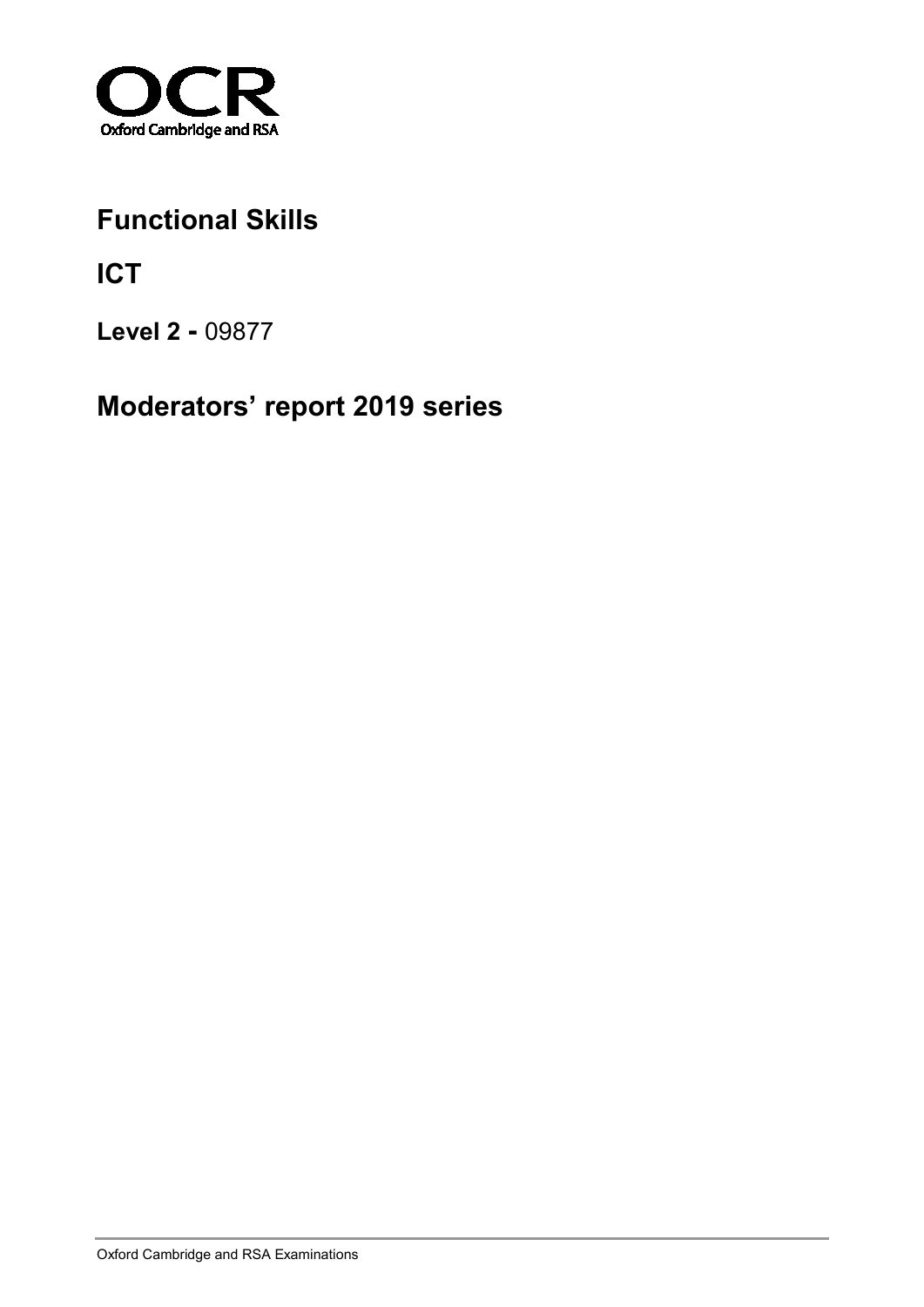OCR

Oxford Cambridge and RSA

# Functional Skills

# ICT

**Level 2 -** 09877

# Moderators' report 2019 series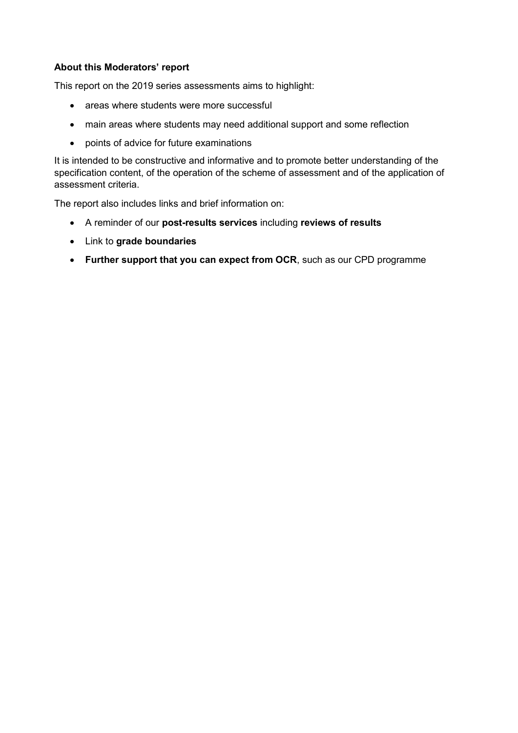**About this Moderators' report**

This report on the 2019 series assessments aims to highlight:

- areas where students were more successful
- main areas where students may need additional support and some reflection
- points of advice for future examinations

It is intended to be constructive and informative and to promote better understanding of the specification content, of the operation of the scheme of assessment and of the application of assessment criteria.

The report also includes links and brief information on:

- A reminder of our **post-results services** including **reviews of results**
- Link to **grade boundaries**
- **Further support that you can expect from OCR**, such as our CPD programme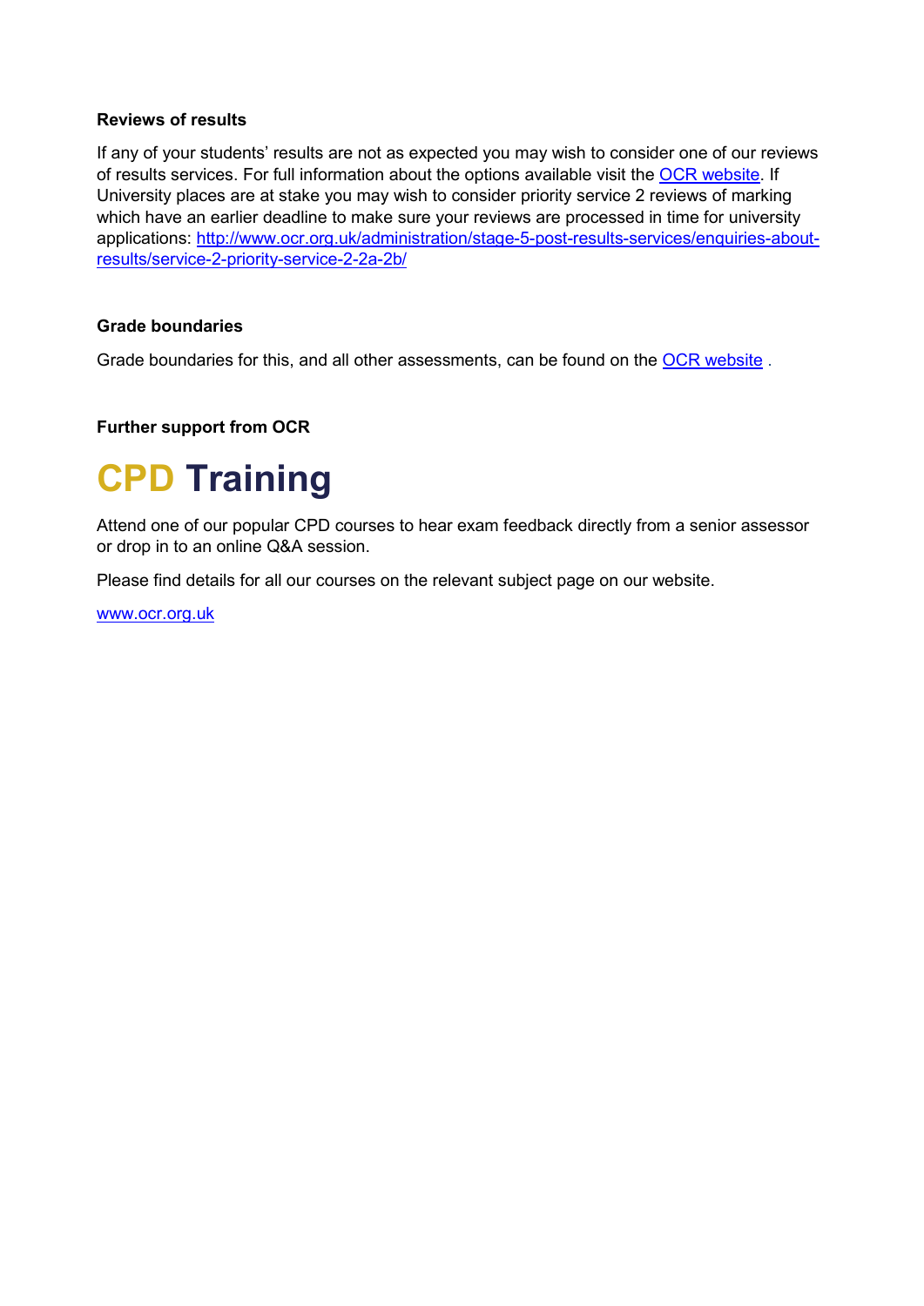### Reviews of results

If any of your students' results are not as expected you may wish to consider one of our reviews of results services. For full information about the options available visit the [OCR website](http://www.ocr.org.uk). If University places are at stake you may wish to consider priority service 2 reviews of marking which have an earlier deadline to make sure your reviews are processed in time for university applications: [http://www.ocr.org.uk/administration/stage-5-post-results-services/enquiries-about-results/service-2-priority-service-2-2a-2b/](http://www.ocr.org.uk/administration/stage-5-post-results-services/enquiries-about-results/service-2-priority-service-2-2a-2b/)

### Grade boundaries

Grade boundaries for this, and all other assessments, can be found on the [OCR website](http://www.ocr.org.uk) .

### Further support from OCR

# CPD Training

Attend one of our popular CPD courses to hear exam feedback directly from a senior assessor or drop in to an online Q&A session.

Please find details for all our courses on the relevant subject page on our website.

[www.ocr.org.uk](http://www.ocr.org.uk)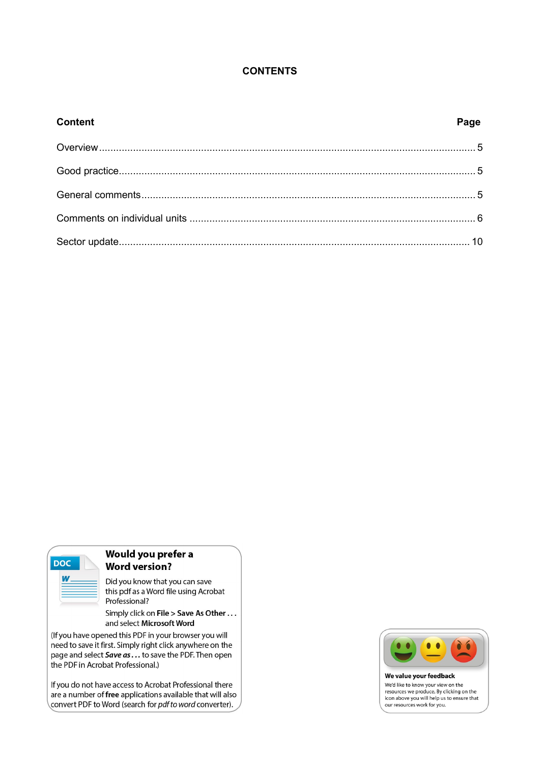# CONTENTS

| Content | Page |
|---|---|
| Overview | 5 |
| Good practice | 5 |
| General comments | 5 |
| Comments on individual units | 6 |
| Sector update | 10 |

**Would you prefer a Word version?**

Did you know that you can save this pdf as a Word file using Acrobat Professional?

Simply click on **File > Save As Other . . .** and select **Microsoft Word**

(If you have opened this PDF in your browser you will need to save it first. Simply right click anywhere on the page and select ***Save as . . .*** to save the PDF. Then open the PDF in Acrobat Professional.)

If you do not have access to Acrobat Professional there are a number of **free** applications available that will also convert PDF to Word (search for *pdf to word* converter).

**We value your feedback**

We'd like to know your view on the resources we produce. By clicking on the icon above you will help us to ensure that our resources work for you.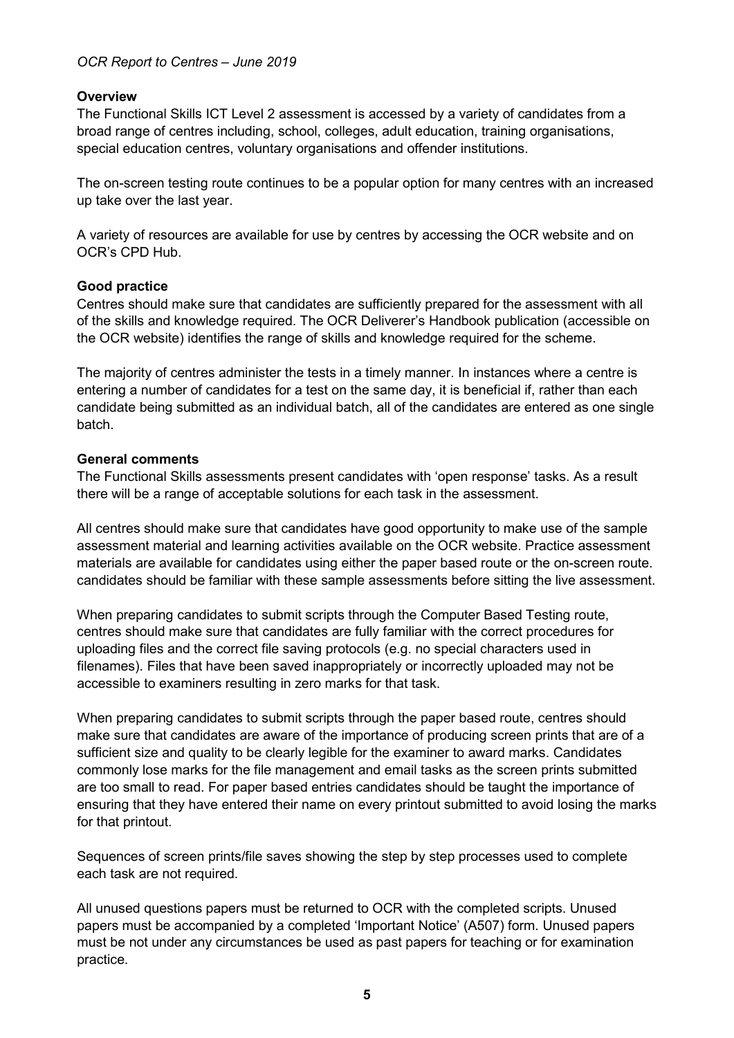## Overview

The Functional Skills ICT Level 2 assessment is accessed by a variety of candidates from a broad range of centres including, school, colleges, adult education, training organisations, special education centres, voluntary organisations and offender institutions.

The on-screen testing route continues to be a popular option for many centres with an increased up take over the last year.

A variety of resources are available for use by centres by accessing the OCR website and on OCR's CPD Hub.

## Good practice

Centres should make sure that candidates are sufficiently prepared for the assessment with all of the skills and knowledge required. The OCR Deliverer's Handbook publication (accessible on the OCR website) identifies the range of skills and knowledge required for the scheme.

The majority of centres administer the tests in a timely manner. In instances where a centre is entering a number of candidates for a test on the same day, it is beneficial if, rather than each candidate being submitted as an individual batch, all of the candidates are entered as one single batch.

## General comments

The Functional Skills assessments present candidates with 'open response' tasks. As a result there will be a range of acceptable solutions for each task in the assessment.

All centres should make sure that candidates have good opportunity to make use of the sample assessment material and learning activities available on the OCR website. Practice assessment materials are available for candidates using either the paper based route or the on-screen route. candidates should be familiar with these sample assessments before sitting the live assessment.

When preparing candidates to submit scripts through the Computer Based Testing route, centres should make sure that candidates are fully familiar with the correct procedures for uploading files and the correct file saving protocols (e.g. no special characters used in filenames). Files that have been saved inappropriately or incorrectly uploaded may not be accessible to examiners resulting in zero marks for that task.

When preparing candidates to submit scripts through the paper based route, centres should make sure that candidates are aware of the importance of producing screen prints that are of a sufficient size and quality to be clearly legible for the examiner to award marks. Candidates commonly lose marks for the file management and email tasks as the screen prints submitted are too small to read. For paper based entries candidates should be taught the importance of ensuring that they have entered their name on every printout submitted to avoid losing the marks for that printout.

Sequences of screen prints/file saves showing the step by step processes used to complete each task are not required.

All unused questions papers must be returned to OCR with the completed scripts. Unused papers must be accompanied by a completed 'Important Notice' (A507) form. Unused papers must be not under any circumstances be used as past papers for teaching or for examination practice.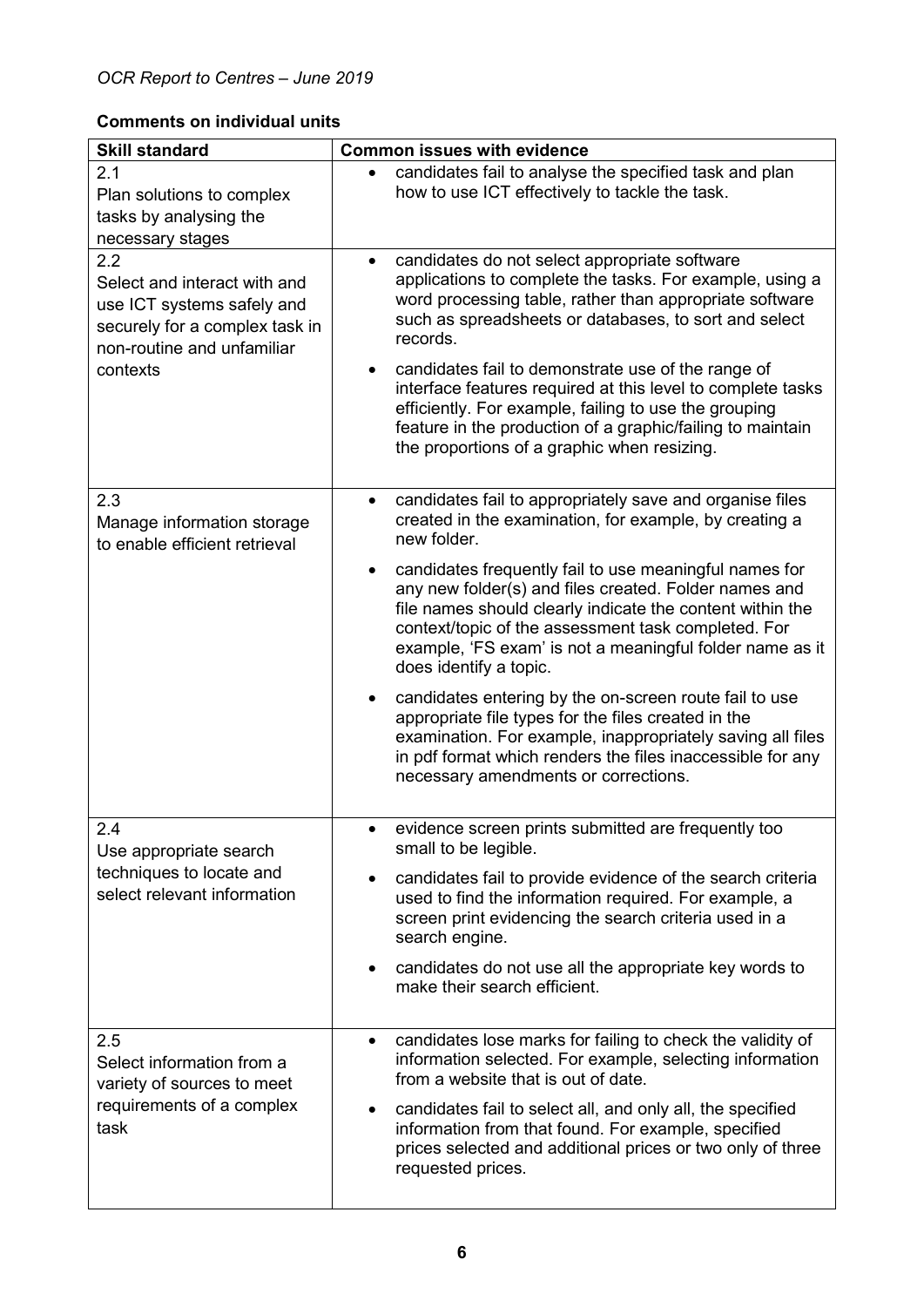**Comments on individual units**

| Skill standard | Common issues with evidence |
| --- | --- |
| 2.1<br>Plan solutions to complex tasks by analysing the necessary stages | • candidates fail to analyse the specified task and plan how to use ICT effectively to tackle the task. |
| 2.2<br>Select and interact with and use ICT systems safely and securely for a complex task in non-routine and unfamiliar contexts | • candidates do not select appropriate software applications to complete the tasks. For example, using a word processing table, rather than appropriate software such as spreadsheets or databases, to sort and select records.<br>• candidates fail to demonstrate use of the range of interface features required at this level to complete tasks efficiently. For example, failing to use the grouping feature in the production of a graphic/failing to maintain the proportions of a graphic when resizing. |
| 2.3<br>Manage information storage to enable efficient retrieval | • candidates fail to appropriately save and organise files created in the examination, for example, by creating a new folder.<br>• candidates frequently fail to use meaningful names for any new folder(s) and files created. Folder names and file names should clearly indicate the content within the context/topic of the assessment task completed. For example, 'FS exam' is not a meaningful folder name as it does identify a topic.<br>• candidates entering by the on-screen route fail to use appropriate file types for the files created in the examination. For example, inappropriately saving all files in pdf format which renders the files inaccessible for any necessary amendments or corrections. |
| 2.4<br>Use appropriate search techniques to locate and select relevant information | • evidence screen prints submitted are frequently too small to be legible.<br>• candidates fail to provide evidence of the search criteria used to find the information required. For example, a screen print evidencing the search criteria used in a search engine.<br>• candidates do not use all the appropriate key words to make their search efficient. |
| 2.5<br>Select information from a variety of sources to meet requirements of a complex task | • candidates lose marks for failing to check the validity of information selected. For example, selecting information from a website that is out of date.<br>• candidates fail to select all, and only all, the specified information from that found. For example, specified prices selected and additional prices or two only of three requested prices. |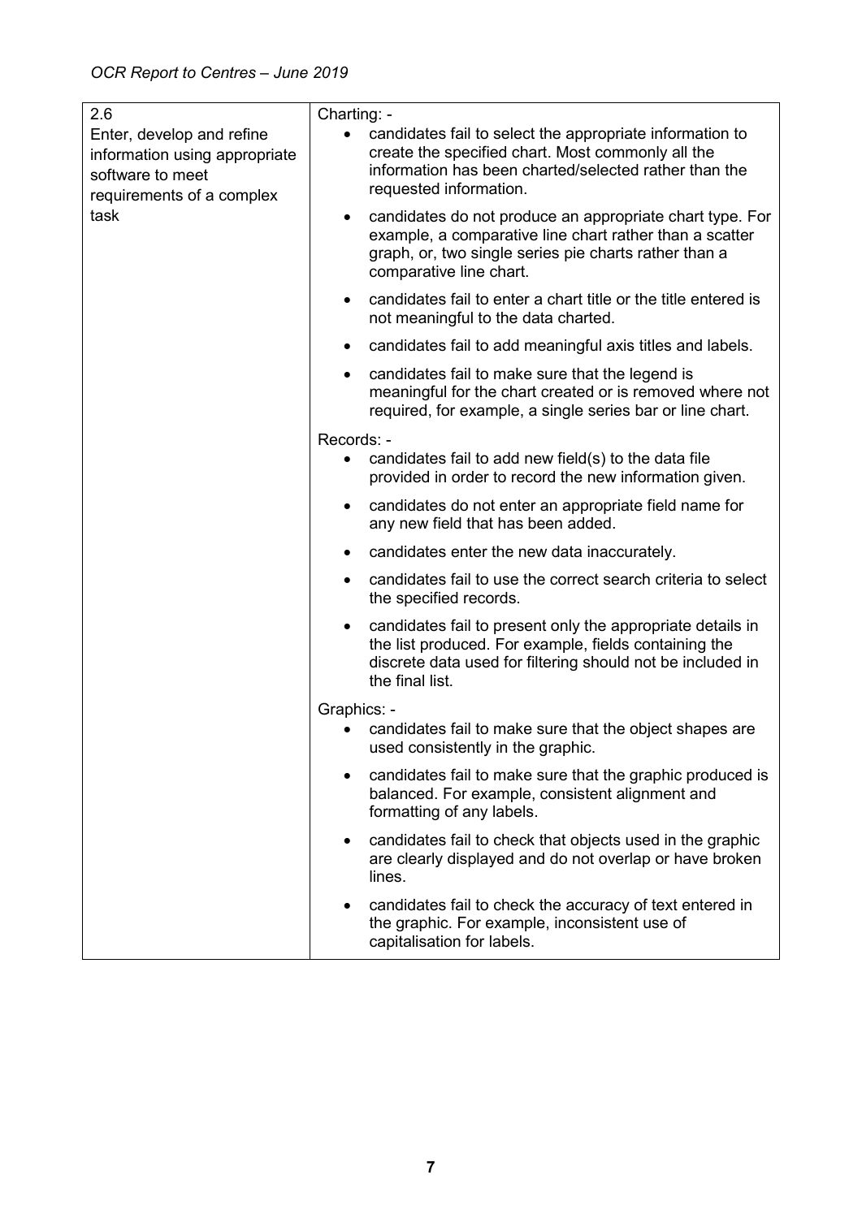| 2.6 Enter, develop and refine information using appropriate software to meet requirements of a complex task | Charting: -<br>• candidates fail to select the appropriate information to create the specified chart. Most commonly all the information has been charted/selected rather than the requested information.<br>• candidates do not produce an appropriate chart type. For example, a comparative line chart rather than a scatter graph, or, two single series pie charts rather than a comparative line chart.<br>• candidates fail to enter a chart title or the title entered is not meaningful to the data charted.<br>• candidates fail to add meaningful axis titles and labels.<br>• candidates fail to make sure that the legend is meaningful for the chart created or is removed where not required, for example, a single series bar or line chart.<br><br>Records: -<br>• candidates fail to add new field(s) to the data file provided in order to record the new information given.<br>• candidates do not enter an appropriate field name for any new field that has been added.<br>• candidates enter the new data inaccurately.<br>• candidates fail to use the correct search criteria to select the specified records.<br>• candidates fail to present only the appropriate details in the list produced. For example, fields containing the discrete data used for filtering should not be included in the final list.<br><br>Graphics: -<br>• candidates fail to make sure that the object shapes are used consistently in the graphic.<br>• candidates fail to make sure that the graphic produced is balanced. For example, consistent alignment and formatting of any labels.<br>• candidates fail to check that objects used in the graphic are clearly displayed and do not overlap or have broken lines.<br>• candidates fail to check the accuracy of text entered in the graphic. For example, inconsistent use of capitalisation for labels. |
| --- | --- |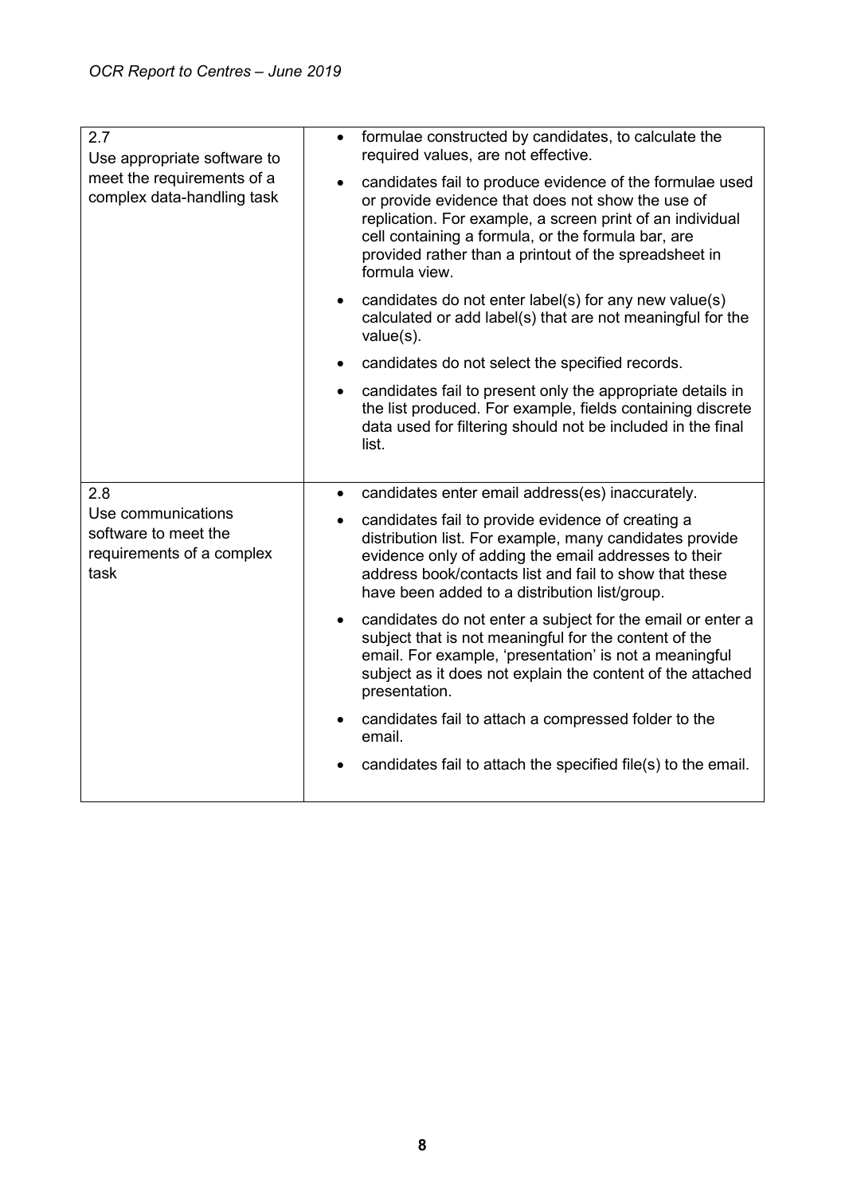| | |
|---|---|
| 2.7<br>Use appropriate software to meet the requirements of a complex data-handling task | • formulae constructed by candidates, to calculate the required values, are not effective.<br>• candidates fail to produce evidence of the formulae used or provide evidence that does not show the use of replication. For example, a screen print of an individual cell containing a formula, or the formula bar, are provided rather than a printout of the spreadsheet in formula view.<br>• candidates do not enter label(s) for any new value(s) calculated or add label(s) that are not meaningful for the value(s).<br>• candidates do not select the specified records.<br>• candidates fail to present only the appropriate details in the list produced. For example, fields containing discrete data used for filtering should not be included in the final list. |
| 2.8<br>Use communications software to meet the requirements of a complex task | • candidates enter email address(es) inaccurately.<br>• candidates fail to provide evidence of creating a distribution list. For example, many candidates provide evidence only of adding the email addresses to their address book/contacts list and fail to show that these have been added to a distribution list/group.<br>• candidates do not enter a subject for the email or enter a subject that is not meaningful for the content of the email. For example, 'presentation' is not a meaningful subject as it does not explain the content of the attached presentation.<br>• candidates fail to attach a compressed folder to the email.<br>• candidates fail to attach the specified file(s) to the email. |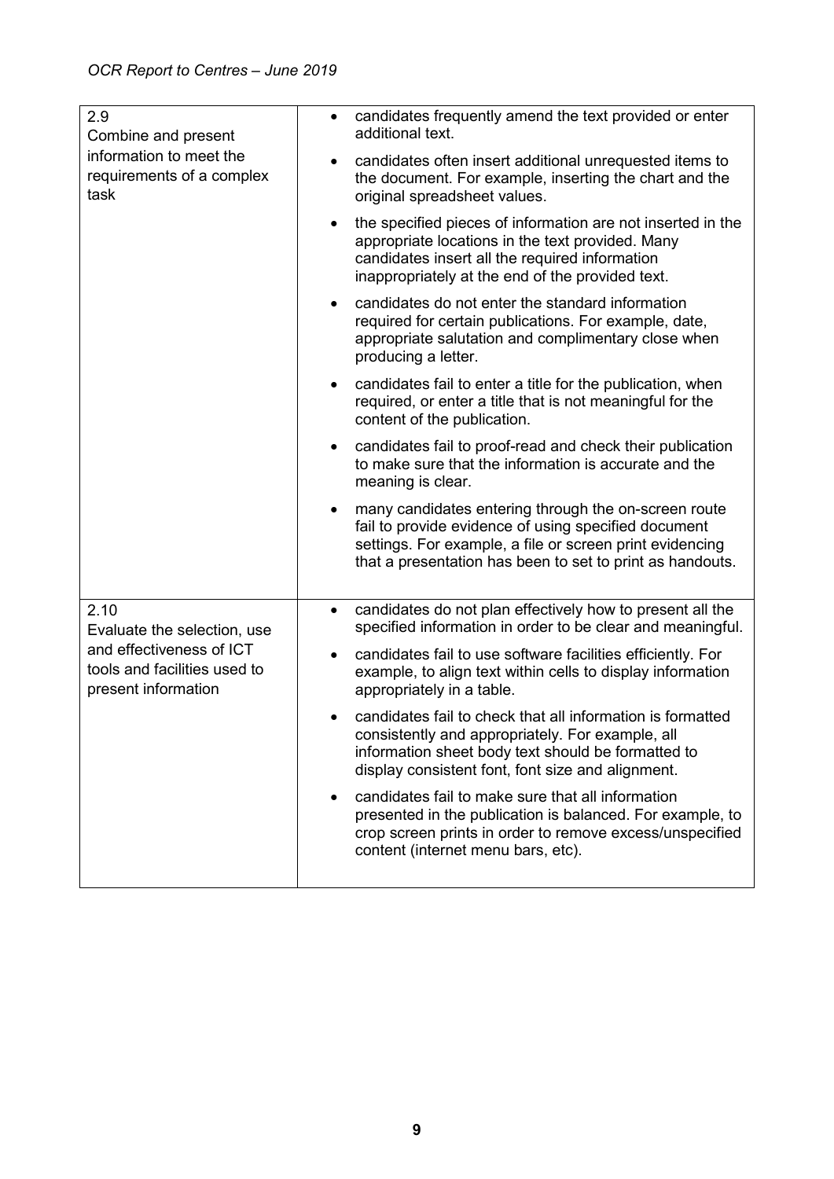| | |
|---|---|
| 2.9<br>Combine and present information to meet the requirements of a complex task | • candidates frequently amend the text provided or enter additional text.<br>• candidates often insert additional unrequested items to the document. For example, inserting the chart and the original spreadsheet values.<br>• the specified pieces of information are not inserted in the appropriate locations in the text provided. Many candidates insert all the required information inappropriately at the end of the provided text.<br>• candidates do not enter the standard information required for certain publications. For example, date, appropriate salutation and complimentary close when producing a letter.<br>• candidates fail to enter a title for the publication, when required, or enter a title that is not meaningful for the content of the publication.<br>• candidates fail to proof-read and check their publication to make sure that the information is accurate and the meaning is clear.<br>• many candidates entering through the on-screen route fail to provide evidence of using specified document settings. For example, a file or screen print evidencing that a presentation has been to set to print as handouts. |
| 2.10<br>Evaluate the selection, use and effectiveness of ICT tools and facilities used to present information | • candidates do not plan effectively how to present all the specified information in order to be clear and meaningful.<br>• candidates fail to use software facilities efficiently. For example, to align text within cells to display information appropriately in a table.<br>• candidates fail to check that all information is formatted consistently and appropriately. For example, all information sheet body text should be formatted to display consistent font, font size and alignment.<br>• candidates fail to make sure that all information presented in the publication is balanced. For example, to crop screen prints in order to remove excess/unspecified content (internet menu bars, etc). |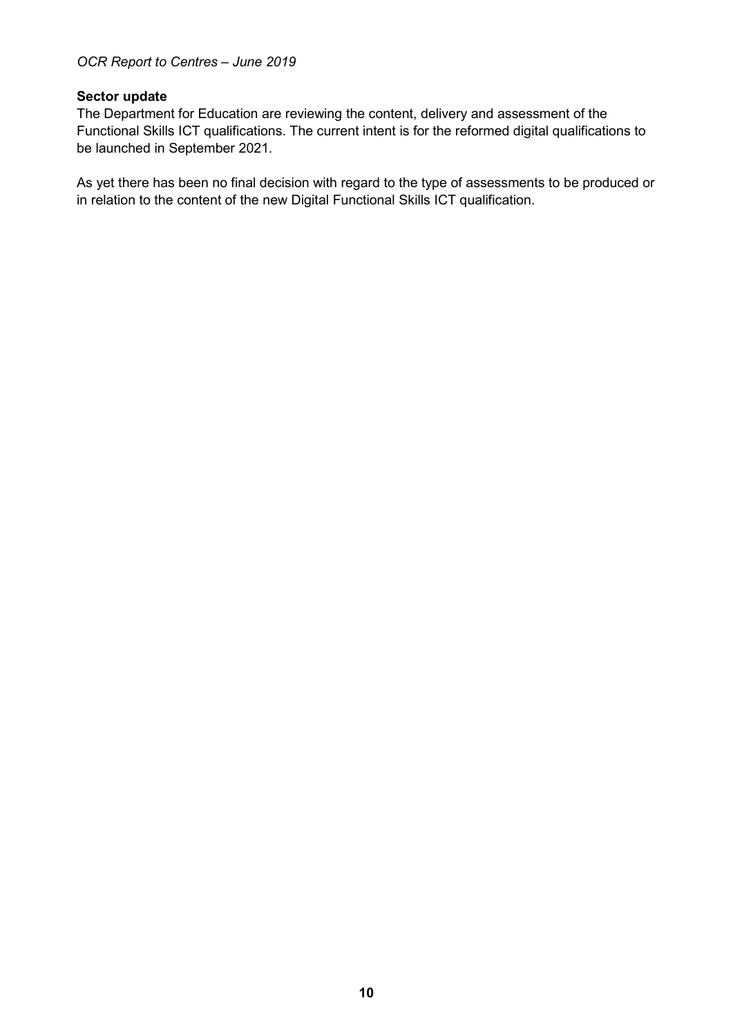**Sector update**

The Department for Education are reviewing the content, delivery and assessment of the Functional Skills ICT qualifications. The current intent is for the reformed digital qualifications to be launched in September 2021.

As yet there has been no final decision with regard to the type of assessments to be produced or in relation to the content of the new Digital Functional Skills ICT qualification.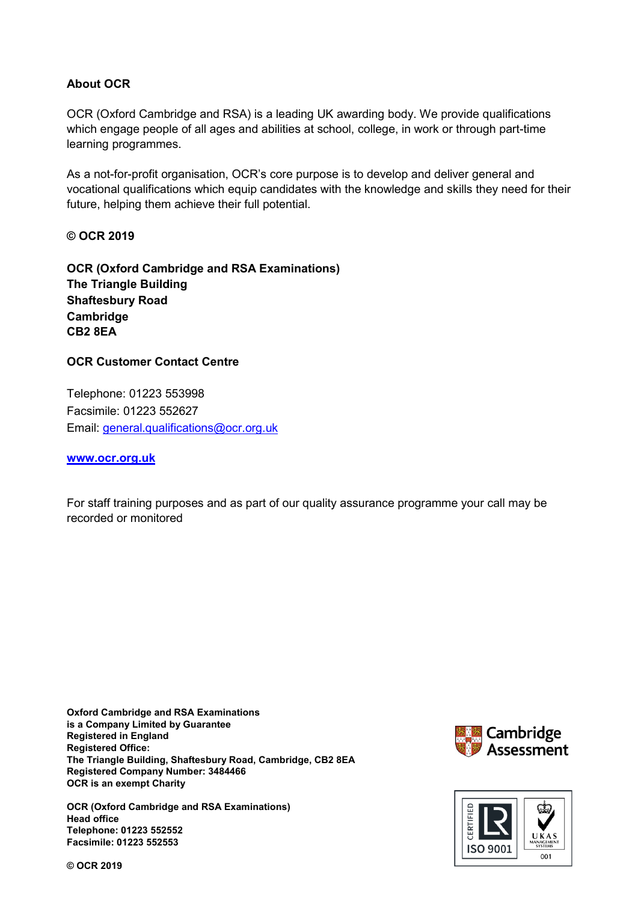**About OCR**

OCR (Oxford Cambridge and RSA) is a leading UK awarding body. We provide qualifications which engage people of all ages and abilities at school, college, in work or through part-time learning programmes.

As a not-for-profit organisation, OCR's core purpose is to develop and deliver general and vocational qualifications which equip candidates with the knowledge and skills they need for their future, helping them achieve their full potential.

**© OCR 2019**

**OCR (Oxford Cambridge and RSA Examinations)**
**The Triangle Building**
**Shaftesbury Road**
**Cambridge**
**CB2 8EA**

**OCR Customer Contact Centre**

Telephone: 01223 553998
Facsimile: 01223 552627
Email: general.qualifications@ocr.org.uk

**www.ocr.org.uk**

For staff training purposes and as part of our quality assurance programme your call may be recorded or monitored

**Oxford Cambridge and RSA Examinations**
**is a Company Limited by Guarantee**
**Registered in England**
**Registered Office:**
**The Triangle Building, Shaftesbury Road, Cambridge, CB2 8EA**
**Registered Company Number: 3484466**
**OCR is an exempt Charity**

**OCR (Oxford Cambridge and RSA Examinations)**
**Head office**
**Telephone: 01223 552552**
**Facsimile: 01223 552553**

Cambridge Assessment

CERTIFIED ISO 9001 UKAS MANAGEMENT SYSTEMS 001

**© OCR 2019**